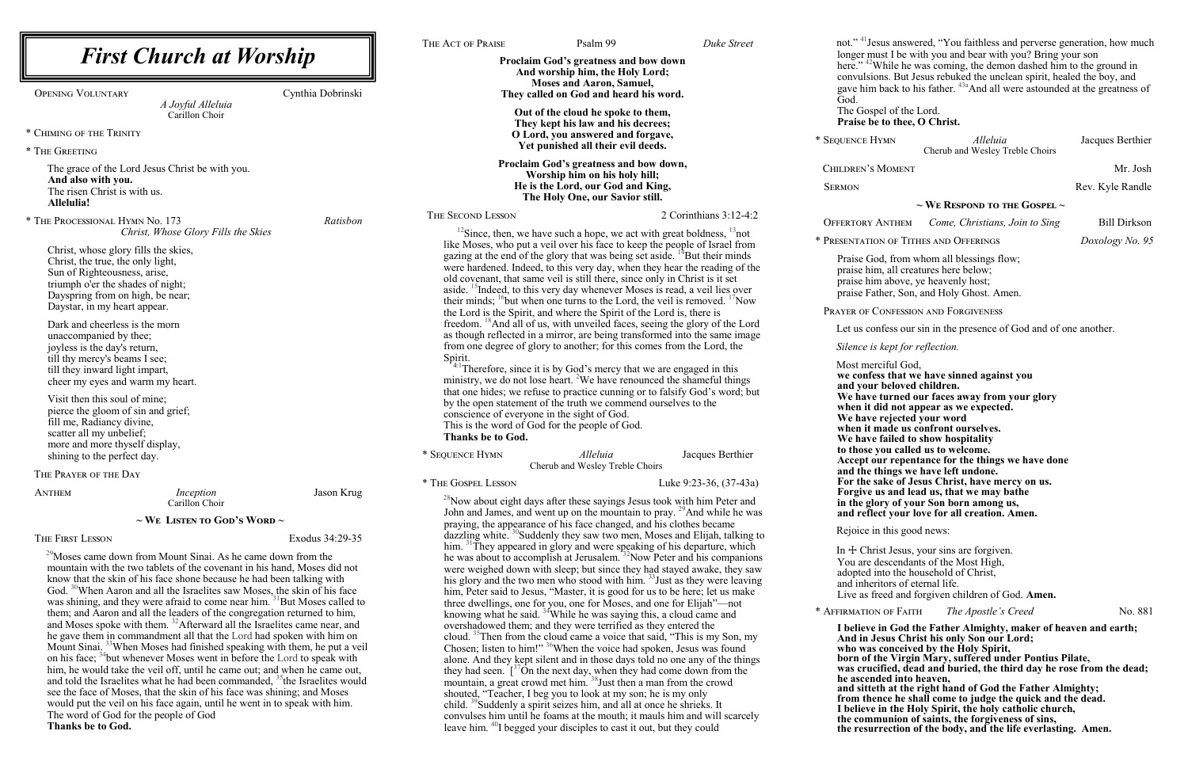# *First Church at Worship*

Opening Voluntary — Cynthia Dobrinski
*A Joyful Alleluia*
Carillon Choir

\* Chiming of the Trinity

\* The Greeting

The grace of the Lord Jesus Christ be with you.
**And also with you.**
The risen Christ is with us.
**Allelulia!**

\* The Processional Hymn No. 173 — *Ratisbon*
*Christ, Whose Glory Fills the Skies*

Christ, whose glory fills the skies,
Christ, the true, the only light,
Sun of Righteousness, arise,
triumph o'er the shades of night;
Dayspring from on high, be near;
Daystar, in my heart appear.

Dark and cheerless is the morn
unaccompanied by thee;
joyless is the day's return,
till thy mercy's beams I see;
till they inward light impart,
cheer my eyes and warm my heart.

Visit then this soul of mine;
pierce the gloom of sin and grief;
fill me, Radiancy divine,
scatter all my unbelief;
more and more thyself display,
shining to the perfect day.

The Prayer of the Day

Anthem — *Inception* — Jason Krug
Carillon Choir

## ~ We Listen to God's Word ~

The First Lesson — Exodus 34:29-35

[29]Moses came down from Mount Sinai. As he came down from the mountain with the two tablets of the covenant in his hand, Moses did not know that the skin of his face shone because he had been talking with God. [30]When Aaron and all the Israelites saw Moses, the skin of his face was shining, and they were afraid to come near him. [31]But Moses called to them; and Aaron and all the leaders of the congregation returned to him, and Moses spoke with them. [32]Afterward all the Israelites came near, and he gave them in commandment all that the Lord had spoken with him on Mount Sinai. [33]When Moses had finished speaking with them, he put a veil on his face; [34]but whenever Moses went in before the Lord to speak with him, he would take the veil off, until he came out; and when he came out, and told the Israelites what he had been commanded, [35]the Israelites would see the face of Moses, that the skin of his face was shining; and Moses would put the veil on his face again, until he went in to speak with him.
The word of God for the people of God
**Thanks be to God.**

The Act of Praise — Psalm 99 — *Duke Street*

**Proclaim God's greatness and bow down**
**And worship him, the Holy Lord;**
**Moses and Aaron, Samuel,**
**They called on God and heard his word.**

**Out of the cloud he spoke to them,**
**They kept his law and his decrees;**
**O Lord, you answered and forgave,**
**Yet punished all their evil deeds.**

**Proclaim God's greatness and bow down,**
**Worship him on his holy hill;**
**He is the Lord, our God and King,**
**The Holy One, our Savior still.**

The Second Lesson — 2 Corinthians 3:12-4:2

[12]Since, then, we have such a hope, we act with great boldness, [13]not like Moses, who put a veil over his face to keep the people of Israel from gazing at the end of the glory that was being set aside. [14]But their minds were hardened. Indeed, to this very day, when they hear the reading of the old covenant, that same veil is still there, since only in Christ is it set aside. [15]Indeed, to this very day whenever Moses is read, a veil lies over their minds; [16]but when one turns to the Lord, the veil is removed. [17]Now the Lord is the Spirit, and where the Spirit of the Lord is, there is freedom. [18]And all of us, with unveiled faces, seeing the glory of the Lord as though reflected in a mirror, are being transformed into the same image from one degree of glory to another; for this comes from the Lord, the Spirit.
[4:1]Therefore, since it is by God's mercy that we are engaged in this ministry, we do not lose heart. [2]We have renounced the shameful things that one hides; we refuse to practice cunning or to falsify God's word; but by the open statement of the truth we commend ourselves to the conscience of everyone in the sight of God.
This is the word of God for the people of God.
**Thanks be to God.**

\* Sequence Hymn — *Alleluia* — Jacques Berthier
Cherub and Wesley Treble Choirs

\* The Gospel Lesson — Luke 9:23-36, (37-43a)

[28]Now about eight days after these sayings Jesus took with him Peter and John and James, and went up on the mountain to pray. [29]And while he was praying, the appearance of his face changed, and his clothes became dazzling white. [30]Suddenly they saw two men, Moses and Elijah, talking to him. [31]They appeared in glory and were speaking of his departure, which he was about to accomplish at Jerusalem. [32]Now Peter and his companions were weighed down with sleep; but since they had stayed awake, they saw his glory and the two men who stood with him. [33]Just as they were leaving him, Peter said to Jesus, "Master, it is good for us to be here; let us make three dwellings, one for you, one for Moses, and one for Elijah"—not knowing what he said. [34]While he was saying this, a cloud came and overshadowed them; and they were terrified as they entered the cloud. [35]Then from the cloud came a voice that said, "This is my Son, my Chosen; listen to him!" [36]When the voice had spoken, Jesus was found alone. And they kept silent and in those days told no one any of the things they had seen. [[37]On the next day, when they had come down from the mountain, a great crowd met him. [38]Just then a man from the crowd shouted, "Teacher, I beg you to look at my son; he is my only child. [39]Suddenly a spirit seizes him, and all at once he shrieks. It convulses him until he foams at the mouth; it mauls him and will scarcely leave him. [40]I begged your disciples to cast it out, but they could not." [41]Jesus answered, "You faithless and perverse generation, how much longer must I be with you and bear with you? Bring your son here." [42]While he was coming, the demon dashed him to the ground in convulsions. But Jesus rebuked the unclean spirit, healed the boy, and gave him back to his father. [43a]And all were astounded at the greatness of God.
The Gospel of the Lord.
**Praise be to thee, O Christ.**

\* Sequence Hymn — *Alleluia* — Jacques Berthier
Cherub and Wesley Treble Choirs

Children's Moment — Mr. Josh

Sermon — Rev. Kyle Randle

## ~ We Respond to the Gospel ~

Offertory Anthem — *Come, Christians, Join to Sing* — Bill Dirkson

\* Presentation of Tithes and Offerings — *Doxology No. 95*

Praise God, from whom all blessings flow;
praise him, all creatures here below;
praise him above, ye heavenly host;
praise Father, Son, and Holy Ghost. Amen.

Prayer of Confession and Forgiveness

Let us confess our sin in the presence of God and of one another.

*Silence is kept for reflection.*

Most merciful God,
**we confess that we have sinned against you**
**and your beloved children.**
**We have turned our faces away from your glory**
**when it did not appear as we expected.**
**We have rejected your word**
**when it made us confront ourselves.**
**We have failed to show hospitality**
**to those you called us to welcome.**
**Accept our repentance for the things we have done**
**and the things we have left undone.**
**For the sake of Jesus Christ, have mercy on us.**
**Forgive us and lead us, that we may bathe**
**in the glory of your Son born among us,**
**and reflect your love for all creation. Amen.**

Rejoice in this good news:

In ☩ Christ Jesus, your sins are forgiven.
You are descendants of the Most High,
adopted into the household of Christ,
and inheritors of eternal life.
Live as freed and forgiven children of God. **Amen.**

\* Affirmation of Faith — *The Apostle's Creed* — No. 881

**I believe in God the Father Almighty, maker of heaven and earth;**
**And in Jesus Christ his only Son our Lord;**
**who was conceived by the Holy Spirit,**
**born of the Virgin Mary, suffered under Pontius Pilate,**
**was crucified, dead and buried, the third day he rose from the dead;**
**he ascended into heaven,**
**and sitteth at the right hand of God the Father Almighty;**
**from thence he shall come to judge the quick and the dead.**
**I believe in the Holy Spirit, the holy catholic church,**
**the communion of saints, the forgiveness of sins,**
**the resurrection of the body, and the life everlasting. Amen.**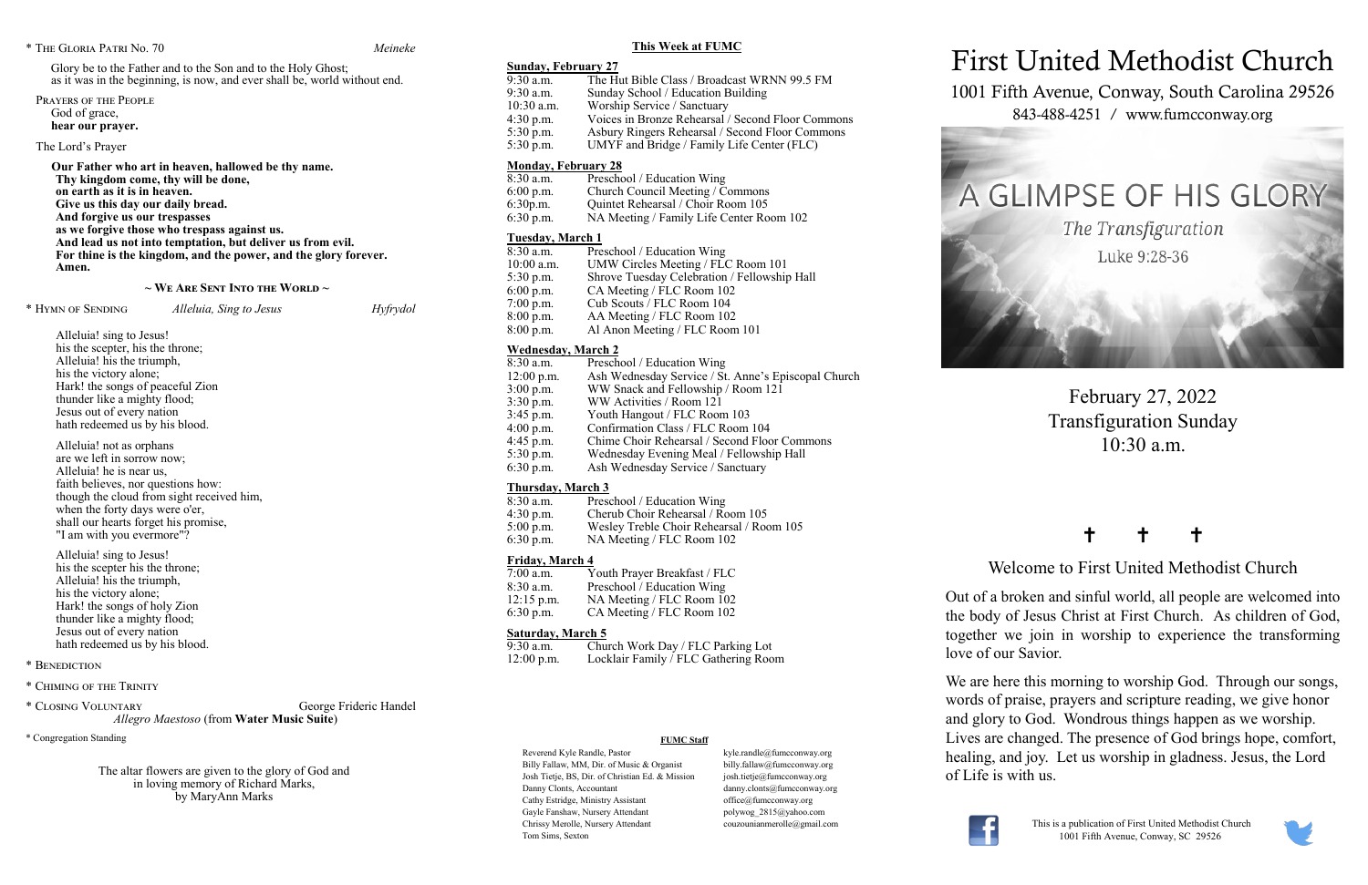\* THE GLORIA PATRI No. 70 *Meineke*

Glory be to the Father and to the Son and to the Holy Ghost;
as it was in the beginning, is now, and ever shall be, world without end.

PRAYERS OF THE PEOPLE
God of grace,
**hear our prayer.**

The Lord's Prayer

**Our Father who art in heaven, hallowed be thy name.
Thy kingdom come, thy will be done,
on earth as it is in heaven.
Give us this day our daily bread.
And forgive us our trespasses
as we forgive those who trespass against us.
And lead us not into temptation, but deliver us from evil.
For thine is the kingdom, and the power, and the glory forever.
Amen.**

**~ WE ARE SENT INTO THE WORLD ~**

\* HYMN OF SENDING *Alleluia, Sing to Jesus* *Hyfrydol*

Alleluia! sing to Jesus!
his the scepter, his the throne;
Alleluia! his the triumph,
his the victory alone;
Hark! the songs of peaceful Zion
thunder like a mighty flood;
Jesus out of every nation
hath redeemed us by his blood.

Alleluia! not as orphans
are we left in sorrow now;
Alleluia! he is near us,
faith believes, nor questions how:
though the cloud from sight received him,
when the forty days were o'er,
shall our hearts forget his promise,
"I am with you evermore"?

Alleluia! sing to Jesus!
his the scepter his the throne;
Alleluia! his the triumph,
his the victory alone;
Hark! the songs of holy Zion
thunder like a mighty flood;
Jesus out of every nation
hath redeemed us by his blood.

\* BENEDICTION

\* CHIMING OF THE TRINITY

\* CLOSING VOLUNTARY George Frideric Handel
*Allegro Maestoso* (from **Water Music Suite**)

\* Congregation Standing

The altar flowers are given to the glory of God and
in loving memory of Richard Marks,
by MaryAnn Marks

## This Week at FUMC

**Sunday, February 27**

| | |
|---|---|
| 9:30 a.m. | The Hut Bible Class / Broadcast WRNN 99.5 FM |
| 9:30 a.m. | Sunday School / Education Building |
| 10:30 a.m. | Worship Service / Sanctuary |
| 4:30 p.m. | Voices in Bronze Rehearsal / Second Floor Commons |
| 5:30 p.m. | Asbury Ringers Rehearsal / Second Floor Commons |
| 5:30 p.m. | UMYF and Bridge / Family Life Center (FLC) |

**Monday, February 28**

| | |
|---|---|
| 8:30 a.m. | Preschool / Education Wing |
| 6:00 p.m. | Church Council Meeting / Commons |
| 6:30p.m. | Quintet Rehearsal / Choir Room 105 |
| 6:30 p.m. | NA Meeting / Family Life Center Room 102 |

**Tuesday, March 1**

| | |
|---|---|
| 8:30 a.m. | Preschool / Education Wing |
| 10:00 a.m. | UMW Circles Meeting / FLC Room 101 |
| 5:30 p.m. | Shrove Tuesday Celebration / Fellowship Hall |
| 6:00 p.m. | CA Meeting / FLC Room 102 |
| 7:00 p.m. | Cub Scouts / FLC Room 104 |
| 8:00 p.m. | AA Meeting / FLC Room 102 |
| 8:00 p.m. | Al Anon Meeting / FLC Room 101 |

**Wednesday, March 2**

| | |
|---|---|
| 8:30 a.m. | Preschool / Education Wing |
| 12:00 p.m. | Ash Wednesday Service / St. Anne's Episcopal Church |
| 3:00 p.m. | WW Snack and Fellowship / Room 121 |
| 3:30 p.m. | WW Activities / Room 121 |
| 3:45 p.m. | Youth Hangout / FLC Room 103 |
| 4:00 p.m. | Confirmation Class / FLC Room 104 |
| 4:45 p.m. | Chime Choir Rehearsal / Second Floor Commons |
| 5:30 p.m. | Wednesday Evening Meal / Fellowship Hall |
| 6:30 p.m. | Ash Wednesday Service / Sanctuary |

**Thursday, March 3**

| | |
|---|---|
| 8:30 a.m. | Preschool / Education Wing |
| 4:30 p.m. | Cherub Choir Rehearsal / Room 105 |
| 5:00 p.m. | Wesley Treble Choir Rehearsal / Room 105 |
| 6:30 p.m. | NA Meeting / FLC Room 102 |

**Friday, March 4**

| | |
|---|---|
| 7:00 a.m. | Youth Prayer Breakfast / FLC |
| 8:30 a.m. | Preschool / Education Wing |
| 12:15 p.m. | NA Meeting / FLC Room 102 |
| 6:30 p.m. | CA Meeting / FLC Room 102 |

**Saturday, March 5**

| | |
|---|---|
| 9:30 a.m. | Church Work Day / FLC Parking Lot |
| 12:00 p.m. | Locklair Family / FLC Gathering Room |

**FUMC Staff**

| | |
|---|---|
| Reverend Kyle Randle, Pastor | kyle.randle@fumcconway.org |
| Billy Fallaw, MM, Dir. of Music & Organist | billy.fallaw@fumcconway.org |
| Josh Tietje, BS, Dir. of Christian Ed. & Mission | josh.tietje@fumcconway.org |
| Danny Clonts, Accountant | danny.clonts@fumcconway.org |
| Cathy Estridge, Ministry Assistant | office@fumcconway.org |
| Gayle Fanshaw, Nursery Attendant | polywog_2815@yahoo.com |
| Chrissy Merolle, Nursery Attendant | couzounianmerolle@gmail.com |
| Tom Sims, Sexton | |

# First United Methodist Church

1001 Fifth Avenue, Conway, South Carolina 29526
843-488-4251 / www.fumcconway.org

A GLIMPSE OF HIS GLORY
*The Transfiguration*
Luke 9:28-36

February 27, 2022
Transfiguration Sunday
10:30 a.m.

✝ ✝ ✝

## Welcome to First United Methodist Church

Out of a broken and sinful world, all people are welcomed into the body of Jesus Christ at First Church. As children of God, together we join in worship to experience the transforming love of our Savior.

We are here this morning to worship God. Through our songs, words of praise, prayers and scripture reading, we give honor and glory to God. Wondrous things happen as we worship. Lives are changed. The presence of God brings hope, comfort, healing, and joy. Let us worship in gladness. Jesus, the Lord of Life is with us.

This is a publication of First United Methodist Church
1001 Fifth Avenue, Conway, SC 29526